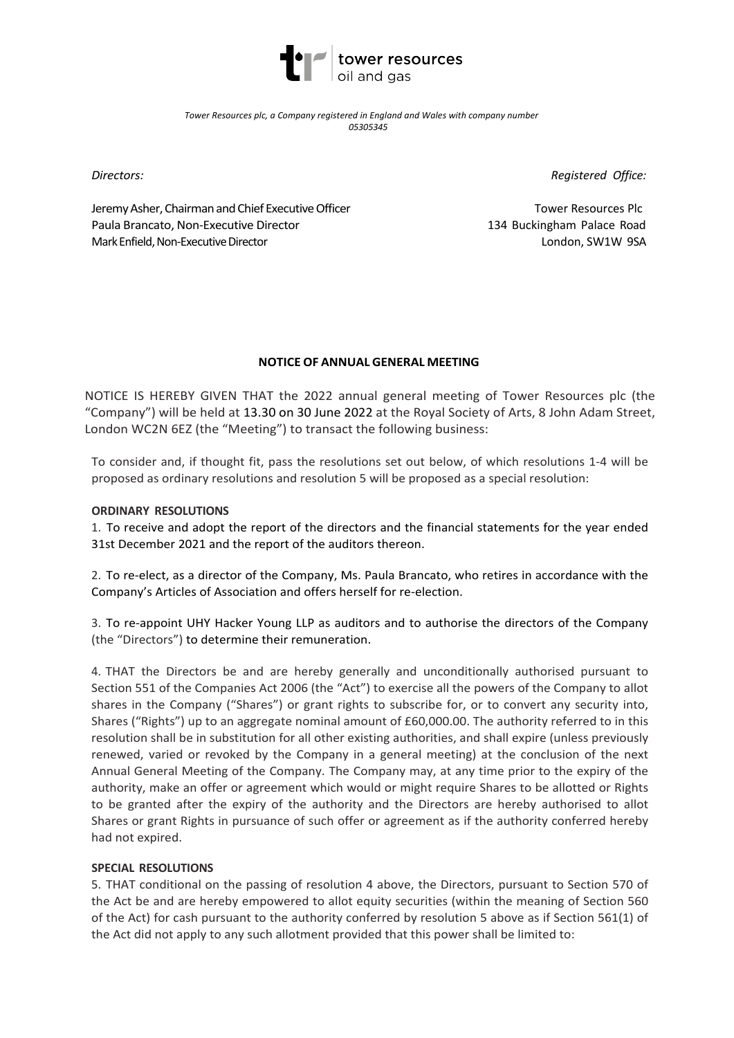tower resources
oil and gas

*Tower Resources plc, a Company registered in England and Wales with company number 05305345*

*Directors:*

Jeremy Asher, Chairman and Chief Executive Officer
Paula Brancato, Non-Executive Director
Mark Enfield, Non-Executive Director

*Registered Office:*

Tower Resources Plc
134 Buckingham Palace Road
London, SW1W 9SA

**NOTICE OF ANNUAL GENERAL MEETING**

NOTICE IS HEREBY GIVEN THAT the 2022 annual general meeting of Tower Resources plc (the "Company") will be held at 13.30 on 30 June 2022 at the Royal Society of Arts, 8 John Adam Street, London WC2N 6EZ (the "Meeting") to transact the following business:

To consider and, if thought fit, pass the resolutions set out below, of which resolutions 1-4 will be proposed as ordinary resolutions and resolution 5 will be proposed as a special resolution:

**ORDINARY RESOLUTIONS**

1. To receive and adopt the report of the directors and the financial statements for the year ended 31st December 2021 and the report of the auditors thereon.

2. To re-elect, as a director of the Company, Ms. Paula Brancato, who retires in accordance with the Company's Articles of Association and offers herself for re-election.

3. To re-appoint UHY Hacker Young LLP as auditors and to authorise the directors of the Company (the "Directors") to determine their remuneration.

4. THAT the Directors be and are hereby generally and unconditionally authorised pursuant to Section 551 of the Companies Act 2006 (the "Act") to exercise all the powers of the Company to allot shares in the Company ("Shares") or grant rights to subscribe for, or to convert any security into, Shares ("Rights") up to an aggregate nominal amount of £60,000.00. The authority referred to in this resolution shall be in substitution for all other existing authorities, and shall expire (unless previously renewed, varied or revoked by the Company in a general meeting) at the conclusion of the next Annual General Meeting of the Company. The Company may, at any time prior to the expiry of the authority, make an offer or agreement which would or might require Shares to be allotted or Rights to be granted after the expiry of the authority and the Directors are hereby authorised to allot Shares or grant Rights in pursuance of such offer or agreement as if the authority conferred hereby had not expired.

**SPECIAL RESOLUTIONS**

5. THAT conditional on the passing of resolution 4 above, the Directors, pursuant to Section 570 of the Act be and are hereby empowered to allot equity securities (within the meaning of Section 560 of the Act) for cash pursuant to the authority conferred by resolution 5 above as if Section 561(1) of the Act did not apply to any such allotment provided that this power shall be limited to: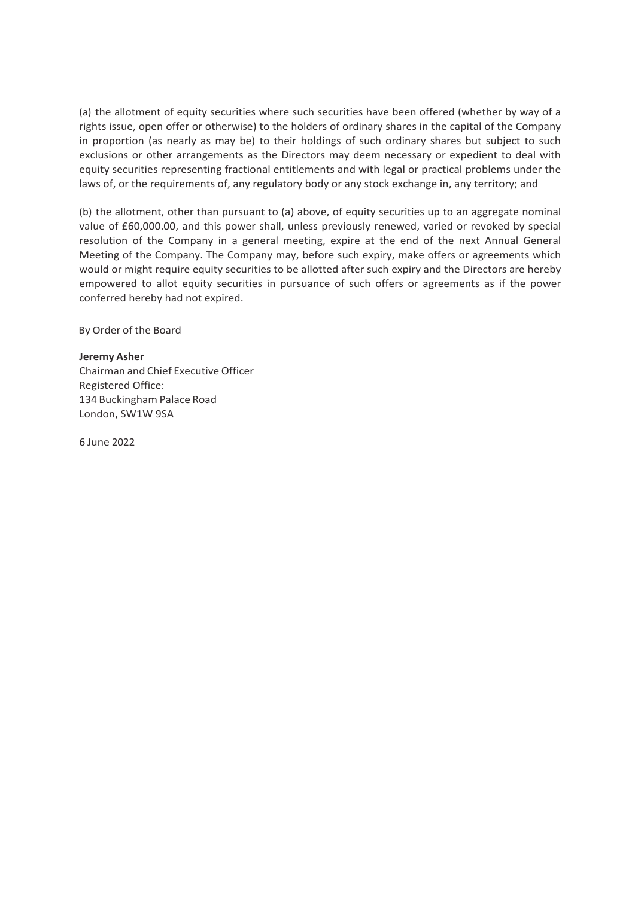(a) the allotment of equity securities where such securities have been offered (whether by way of a rights issue, open offer or otherwise) to the holders of ordinary shares in the capital of the Company in proportion (as nearly as may be) to their holdings of such ordinary shares but subject to such exclusions or other arrangements as the Directors may deem necessary or expedient to deal with equity securities representing fractional entitlements and with legal or practical problems under the laws of, or the requirements of, any regulatory body or any stock exchange in, any territory; and

(b) the allotment, other than pursuant to (a) above, of equity securities up to an aggregate nominal value of £60,000.00, and this power shall, unless previously renewed, varied or revoked by special resolution of the Company in a general meeting, expire at the end of the next Annual General Meeting of the Company. The Company may, before such expiry, make offers or agreements which would or might require equity securities to be allotted after such expiry and the Directors are hereby empowered to allot equity securities in pursuance of such offers or agreements as if the power conferred hereby had not expired.

By Order of the Board

**Jeremy Asher**
Chairman and Chief Executive Officer
Registered Office:
134 Buckingham Palace Road
London, SW1W 9SA

6 June 2022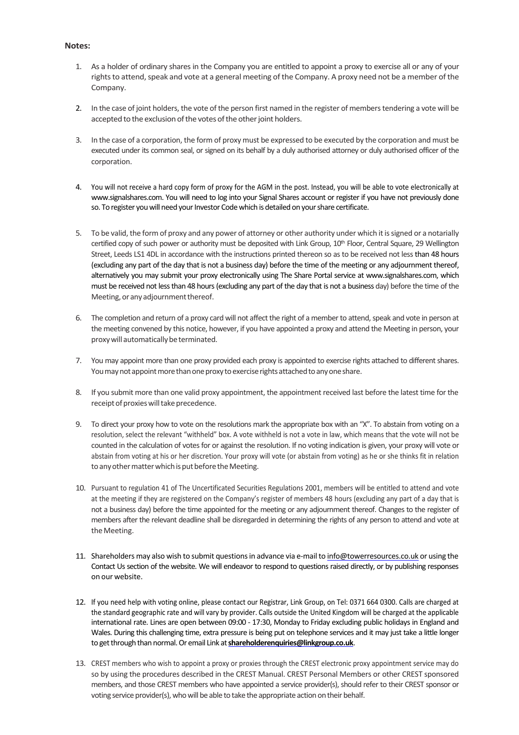**Notes:**

1. As a holder of ordinary shares in the Company you are entitled to appoint a proxy to exercise all or any of your rights to attend, speak and vote at a general meeting of the Company. A proxy need not be a member of the Company.

2. In the case of joint holders, the vote of the person first named in the register of members tendering a vote will be accepted to the exclusion of the votes of the other joint holders.

3. In the case of a corporation, the form of proxy must be expressed to be executed by the corporation and must be executed under its common seal, or signed on its behalf by a duly authorised attorney or duly authorised officer of the corporation.

4. You will not receive a hard copy form of proxy for the AGM in the post. Instead, you will be able to vote electronically at www.signalshares.com. You will need to log into your Signal Shares account or register if you have not previously done so. To register you will need your Investor Code which is detailed on your share certificate.

5. To be valid, the form of proxy and any power of attorney or other authority under which it is signed or a notarially certified copy of such power or authority must be deposited with Link Group, 10th Floor, Central Square, 29 Wellington Street, Leeds LS1 4DL in accordance with the instructions printed thereon so as to be received not less than 48 hours (excluding any part of the day that is not a business day) before the time of the meeting or any adjournment thereof, alternatively you may submit your proxy electronically using The Share Portal service at www.signalshares.com, which must be received not less than 48 hours (excluding any part of the day that is not a business day) before the time of the Meeting, or any adjournment thereof.

6. The completion and return of a proxy card will not affect the right of a member to attend, speak and vote in person at the meeting convened by this notice, however, if you have appointed a proxy and attend the Meeting in person, your proxy will automatically be terminated.

7. You may appoint more than one proxy provided each proxy is appointed to exercise rights attached to different shares. You may not appoint more than one proxy to exercise rights attached to any one share.

8. If you submit more than one valid proxy appointment, the appointment received last before the latest time for the receipt of proxies will take precedence.

9. To direct your proxy how to vote on the resolutions mark the appropriate box with an "X". To abstain from voting on a resolution, select the relevant "withheld" box. A vote withheld is not a vote in law, which means that the vote will not be counted in the calculation of votes for or against the resolution. If no voting indication is given, your proxy will vote or abstain from voting at his or her discretion. Your proxy will vote (or abstain from voting) as he or she thinks fit in relation to any other matter which is put before the Meeting.

10. Pursuant to regulation 41 of The Uncertificated Securities Regulations 2001, members will be entitled to attend and vote at the meeting if they are registered on the Company's register of members 48 hours (excluding any part of a day that is not a business day) before the time appointed for the meeting or any adjournment thereof. Changes to the register of members after the relevant deadline shall be disregarded in determining the rights of any person to attend and vote at the Meeting.

11. Shareholders may also wish to submit questions in advance via e-mail to info@towerresources.co.uk or using the Contact Us section of the website. We will endeavor to respond to questions raised directly, or by publishing responses on our website.

12. If you need help with voting online, please contact our Registrar, Link Group, on Tel: 0371 664 0300. Calls are charged at the standard geographic rate and will vary by provider. Calls outside the United Kingdom will be charged at the applicable international rate. Lines are open between 09:00 - 17:30, Monday to Friday excluding public holidays in England and Wales. During this challenging time, extra pressure is being put on telephone services and it may just take a little longer to get through than normal. Or email Link at **shareholderenquiries@linkgroup.co.uk**.

13. CREST members who wish to appoint a proxy or proxies through the CREST electronic proxy appointment service may do so by using the procedures described in the CREST Manual. CREST Personal Members or other CREST sponsored members, and those CREST members who have appointed a service provider(s), should refer to their CREST sponsor or voting service provider(s), who will be able to take the appropriate action on their behalf.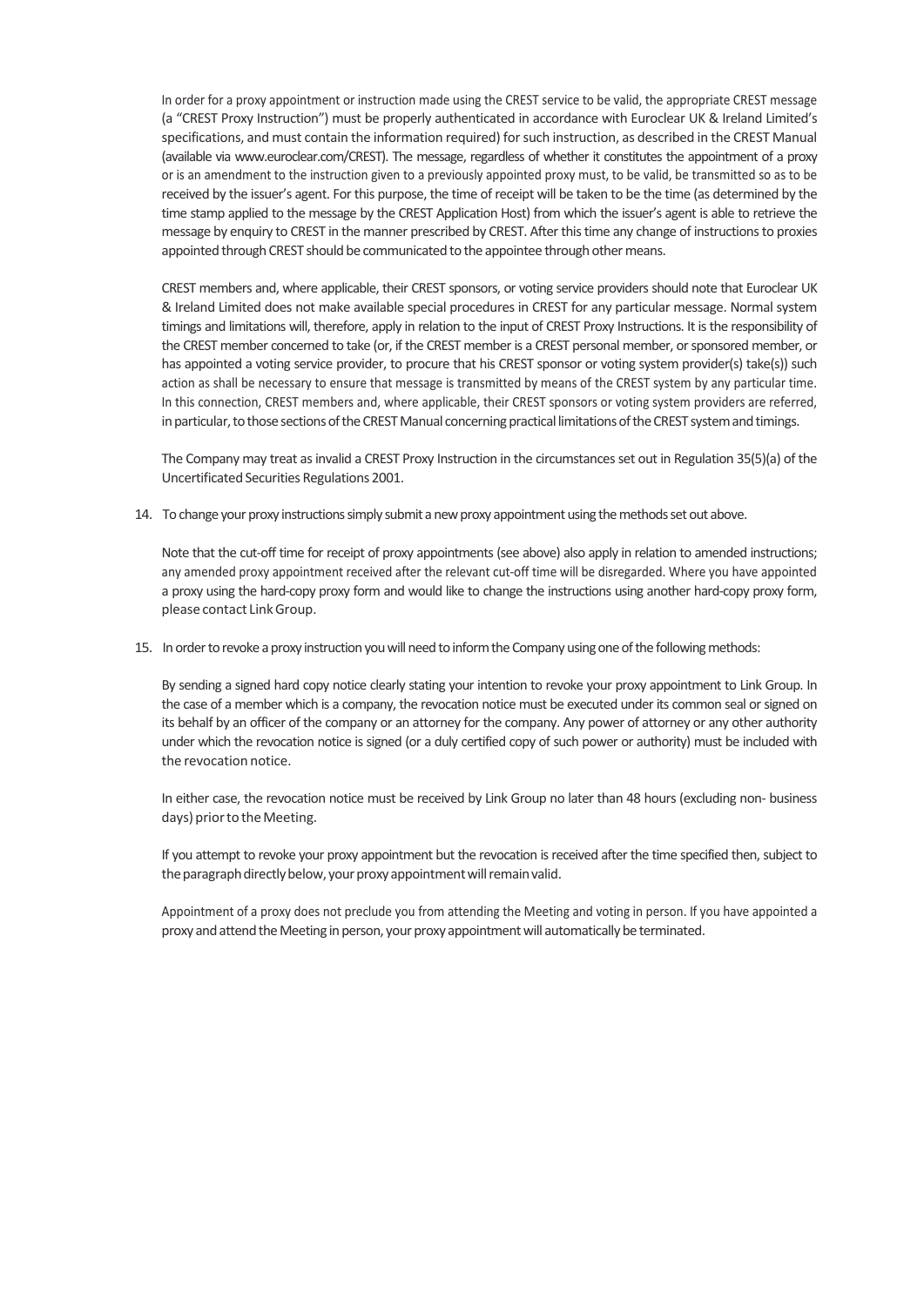In order for a proxy appointment or instruction made using the CREST service to be valid, the appropriate CREST message (a "CREST Proxy Instruction") must be properly authenticated in accordance with Euroclear UK & Ireland Limited's specifications, and must contain the information required) for such instruction, as described in the CREST Manual (available via www.euroclear.com/CREST). The message, regardless of whether it constitutes the appointment of a proxy or is an amendment to the instruction given to a previously appointed proxy must, to be valid, be transmitted so as to be received by the issuer's agent. For this purpose, the time of receipt will be taken to be the time (as determined by the time stamp applied to the message by the CREST Application Host) from which the issuer's agent is able to retrieve the message by enquiry to CREST in the manner prescribed by CREST. After this time any change of instructions to proxies appointed through CREST should be communicated to the appointee through other means.

CREST members and, where applicable, their CREST sponsors, or voting service providers should note that Euroclear UK & Ireland Limited does not make available special procedures in CREST for any particular message. Normal system timings and limitations will, therefore, apply in relation to the input of CREST Proxy Instructions. It is the responsibility of the CREST member concerned to take (or, if the CREST member is a CREST personal member, or sponsored member, or has appointed a voting service provider, to procure that his CREST sponsor or voting system provider(s) take(s)) such action as shall be necessary to ensure that message is transmitted by means of the CREST system by any particular time. In this connection, CREST members and, where applicable, their CREST sponsors or voting system providers are referred, in particular, to those sections of the CREST Manual concerning practical limitations of the CREST system and timings.

The Company may treat as invalid a CREST Proxy Instruction in the circumstances set out in Regulation 35(5)(a) of the Uncertificated Securities Regulations 2001.

14. To change your proxy instructions simply submit a new proxy appointment using the methods set out above.

    Note that the cut-off time for receipt of proxy appointments (see above) also apply in relation to amended instructions; any amended proxy appointment received after the relevant cut-off time will be disregarded. Where you have appointed a proxy using the hard-copy proxy form and would like to change the instructions using another hard-copy proxy form, please contact Link Group.

15. In order to revoke a proxy instruction you will need to inform the Company using one of the following methods:

    By sending a signed hard copy notice clearly stating your intention to revoke your proxy appointment to Link Group. In the case of a member which is a company, the revocation notice must be executed under its common seal or signed on its behalf by an officer of the company or an attorney for the company. Any power of attorney or any other authority under which the revocation notice is signed (or a duly certified copy of such power or authority) must be included with the revocation notice.

    In either case, the revocation notice must be received by Link Group no later than 48 hours (excluding non- business days) prior to the Meeting.

    If you attempt to revoke your proxy appointment but the revocation is received after the time specified then, subject to the paragraph directly below, your proxy appointment will remain valid.

    Appointment of a proxy does not preclude you from attending the Meeting and voting in person. If you have appointed a proxy and attend the Meeting in person, your proxy appointment will automatically be terminated.